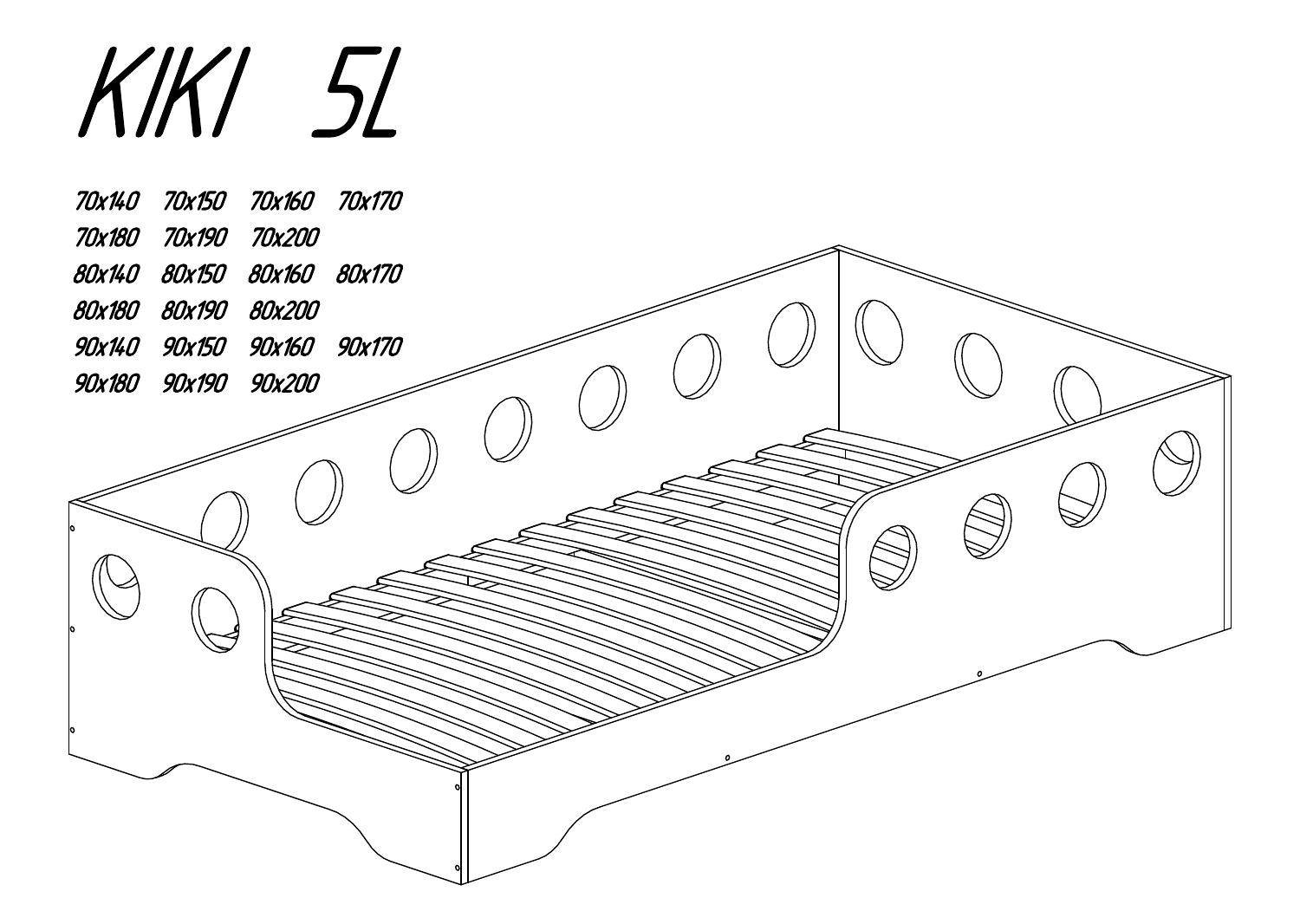# KIKI 5L

70x140 70x150 70x160 70x170
70x180 70x190 70x200
80x140 80x150 80x160 80x170
80x180 80x190 80x200
90x140 90x150 90x160 90x170
90x180 90x190 90x200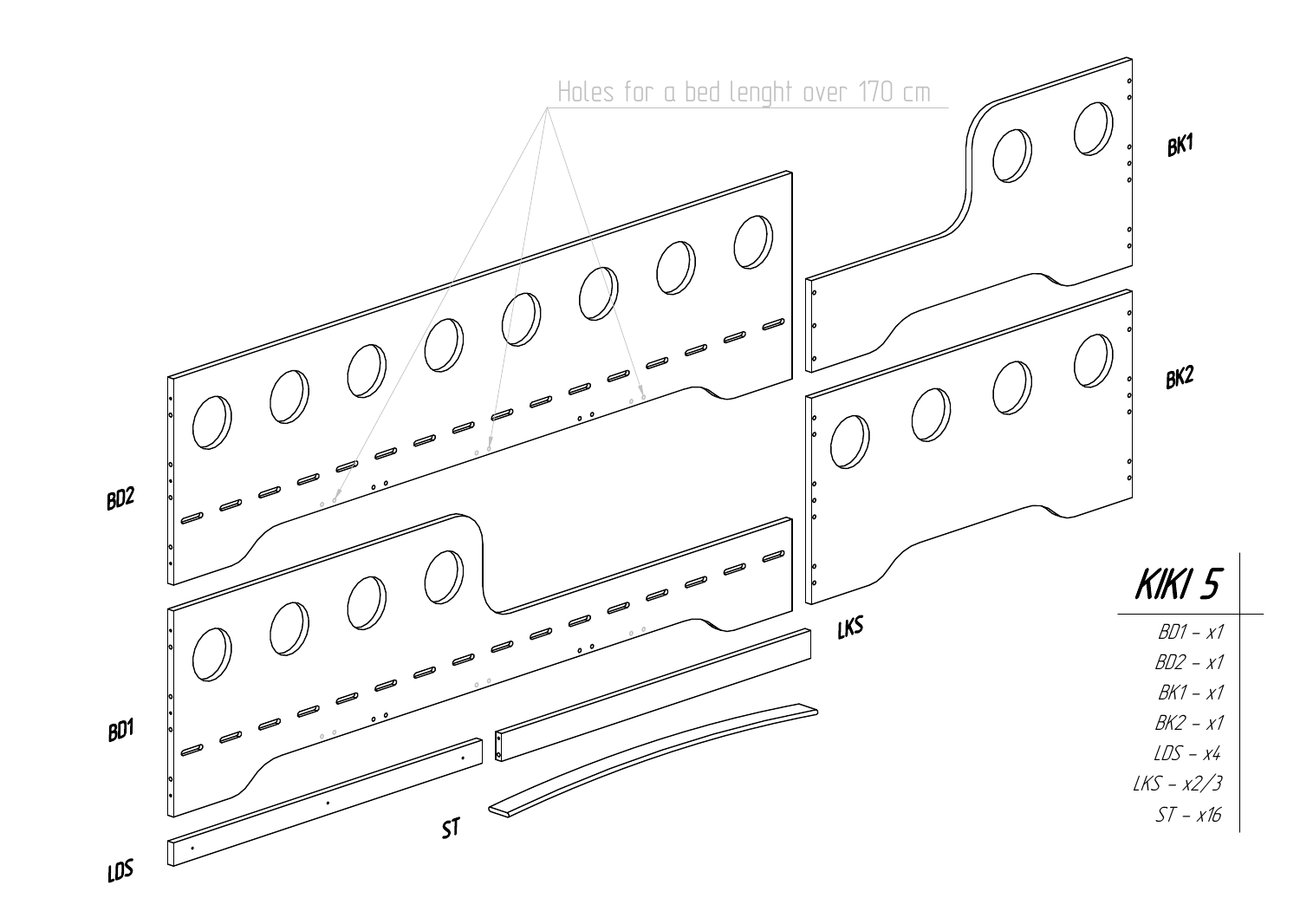Holes for a bed lenght over 170 cm

BD2

BK1

BK2

BD1

LKS

ST

LDS

# KIKI 5

| |
|---|
| BD1 – x1 |
| BD2 – x1 |
| BK1 – x1 |
| BK2 – x1 |
| LDS – x4 |
| LKS – x2/3 |
| ST – x16 |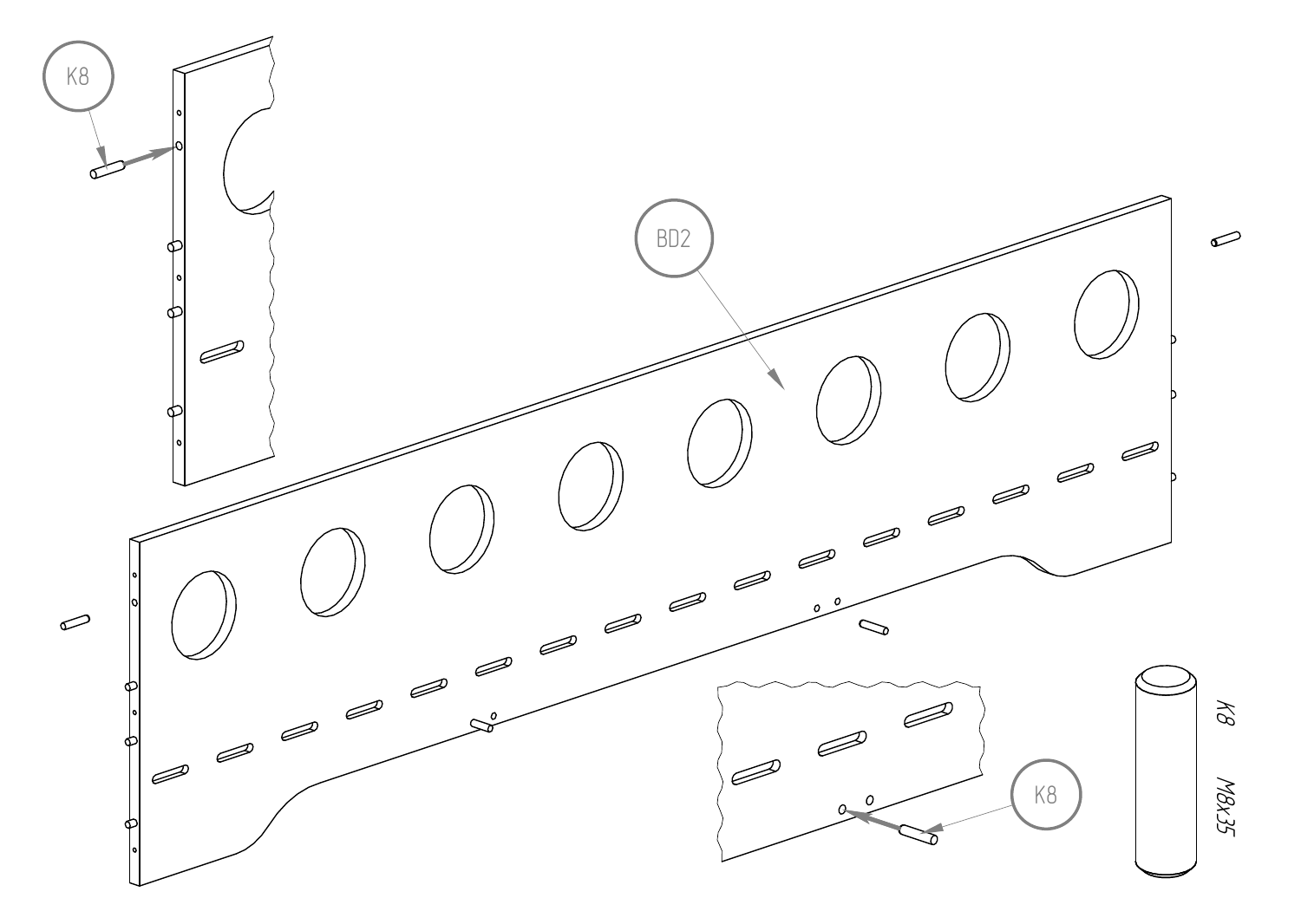K8

BD2

K8

K8

M8x35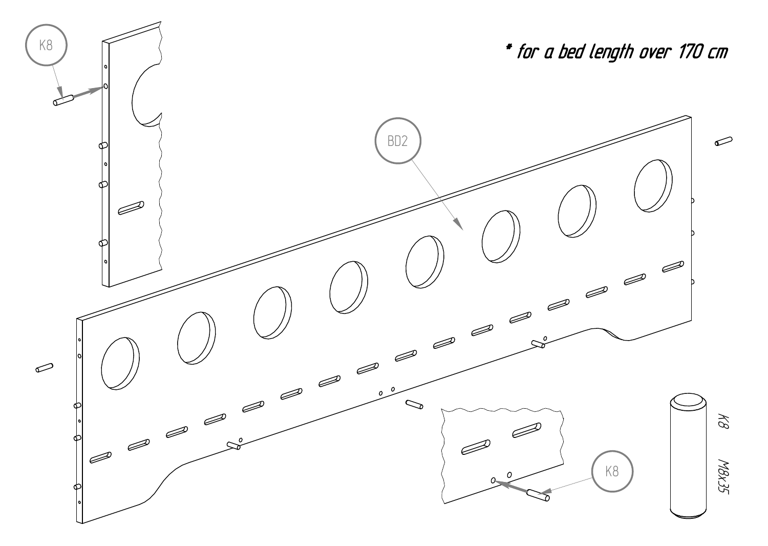\* for a bed length over 170 cm

BD2

K8

K8

K8

M8x35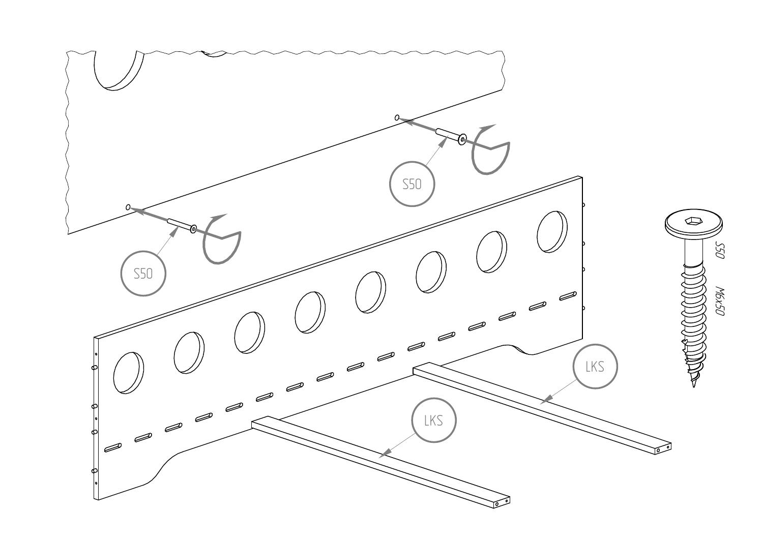S50

S50

S50

M6x50

LKS

LKS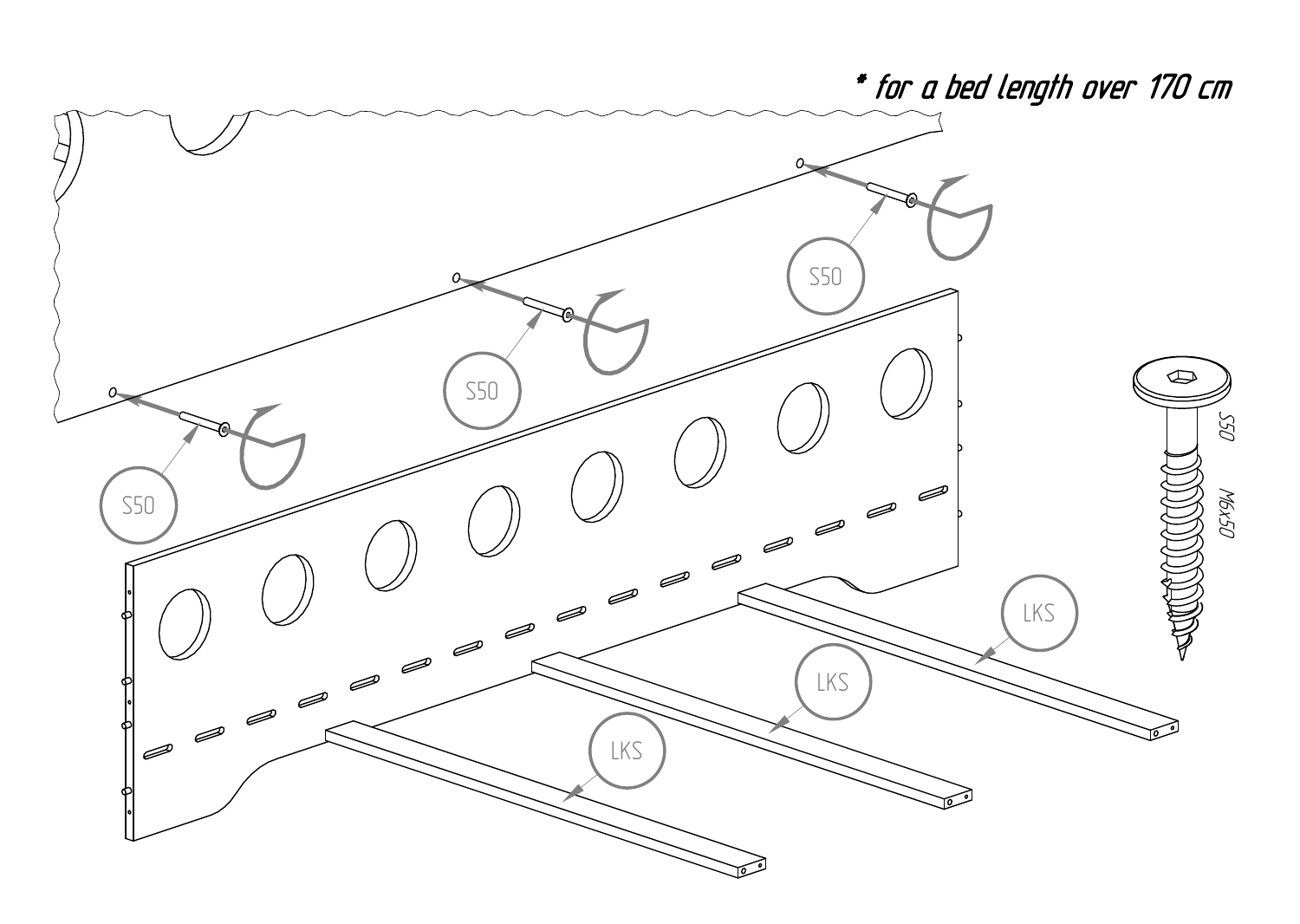* for a bed length over 170 cm

S50

S50

S50

LKS

LKS

LKS

S50

M6x50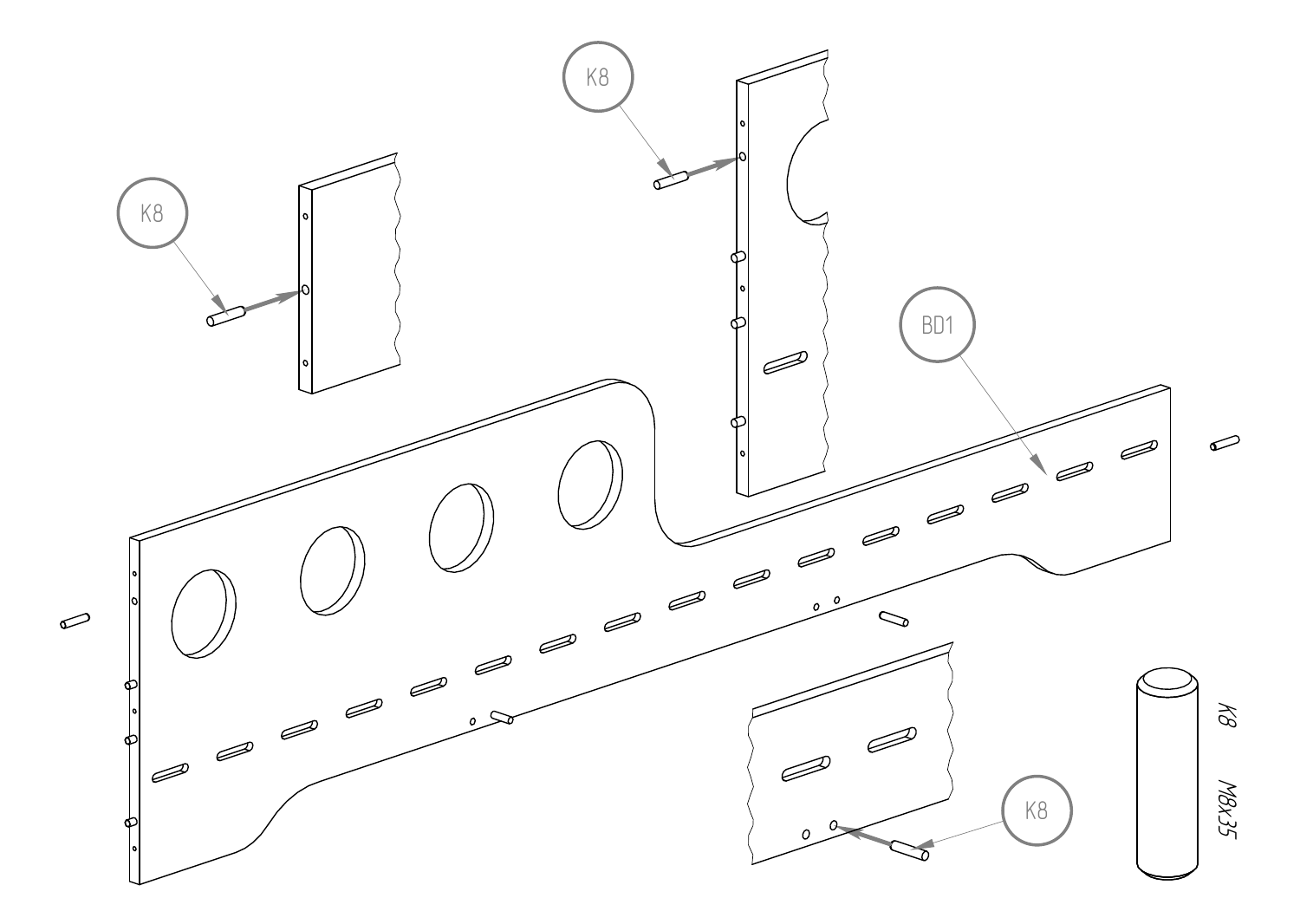K8

K8

BD1

K8

K8

M8x35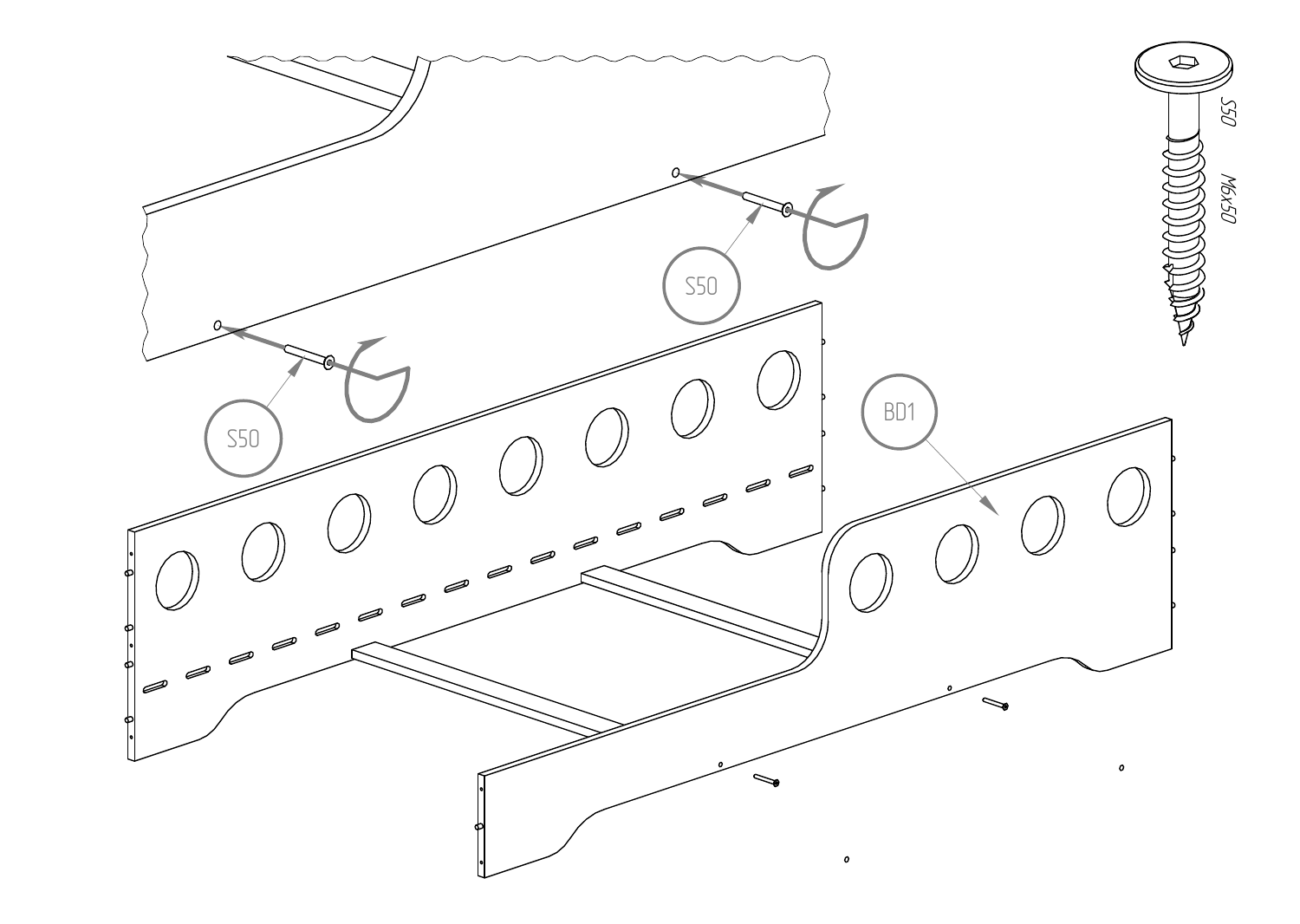S50

S50

BD1

S50

M6x50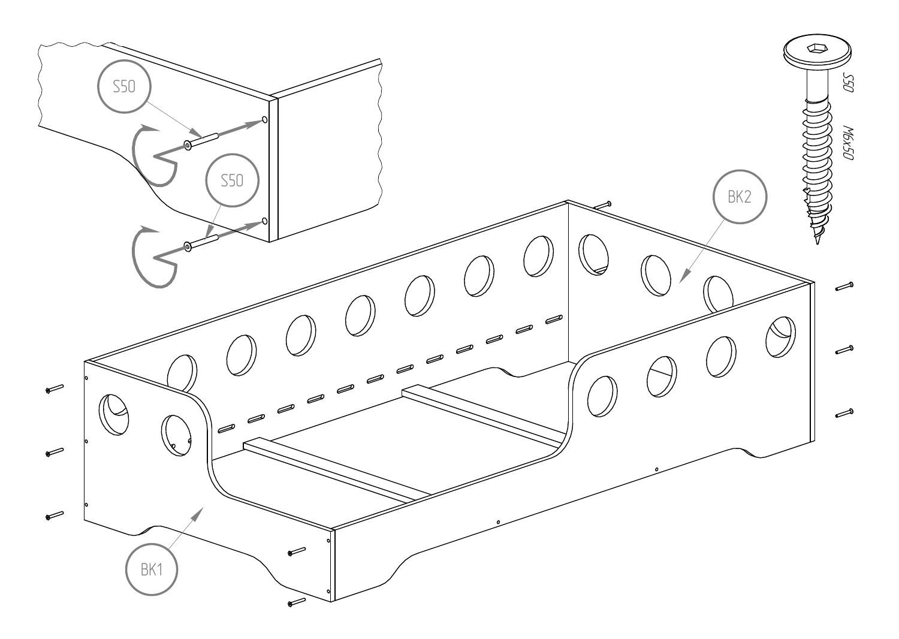S50

S50

S50

M6x50

BK2

BK1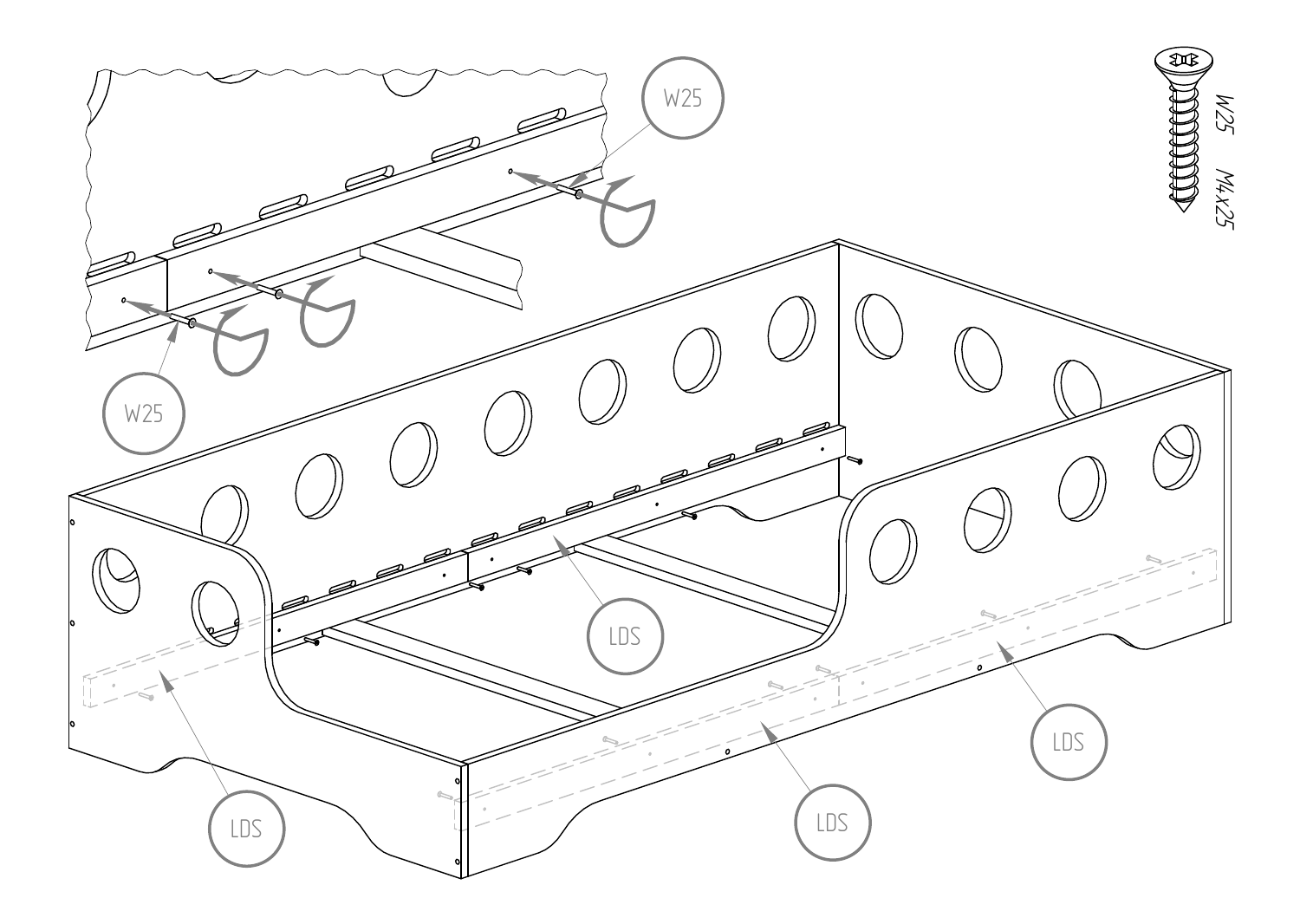W25

W25

W25 M4x25

LDS

LDS

LDS

LDS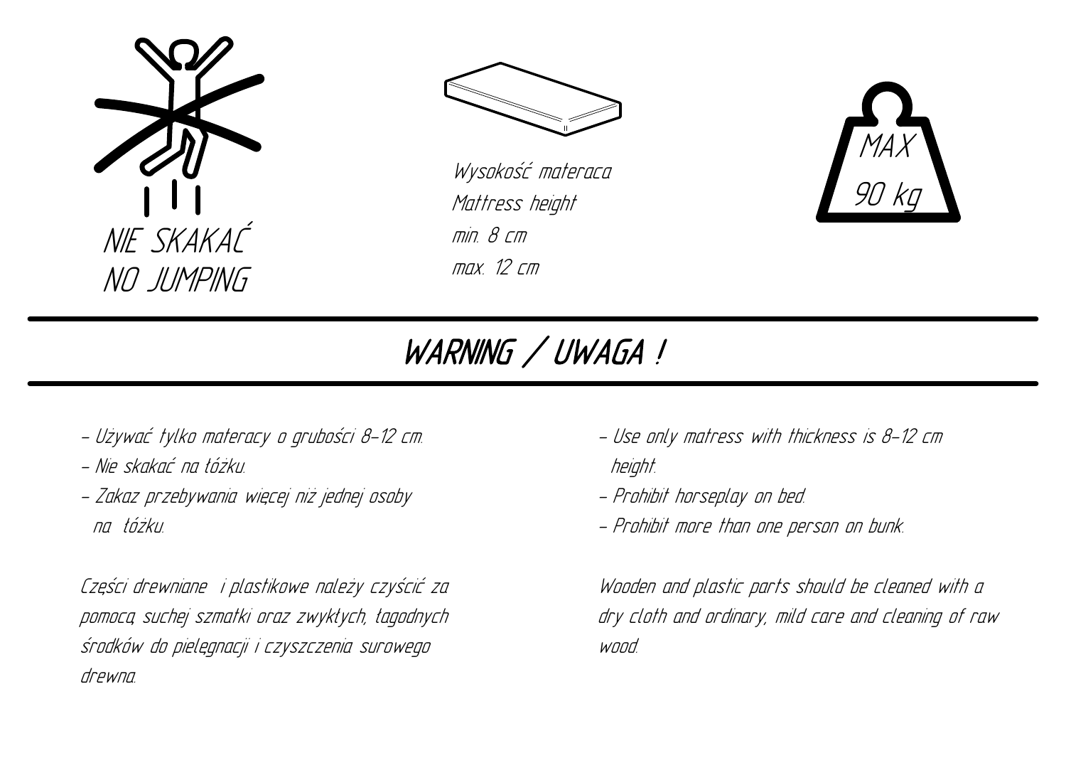NIE SKAKAĆ
NO JUMPING

Wysokość materaca
Mattress height
min. 8 cm
max. 12 cm

MAX
90 kg

## WARNING / UWAGA !

- Używać tylko materacy o grubości 8-12 cm.
- Nie skakać na łóżku.
- Zakaz przebywania więcej niż jednej osoby na łóżku.

Części drewniane i plastikowe należy czyścić za pomocą suchej szmatki oraz zwykłych, łagodnych środków do pielęgnacji i czyszczenia surowego drewna.

- Use only matress with thickness is 8-12 cm height.
- Prohibit horseplay on bed.
- Prohibit more than one person on bunk.

Wooden and plastic parts should be cleaned with a dry cloth and ordinary, mild care and cleaning of raw wood.